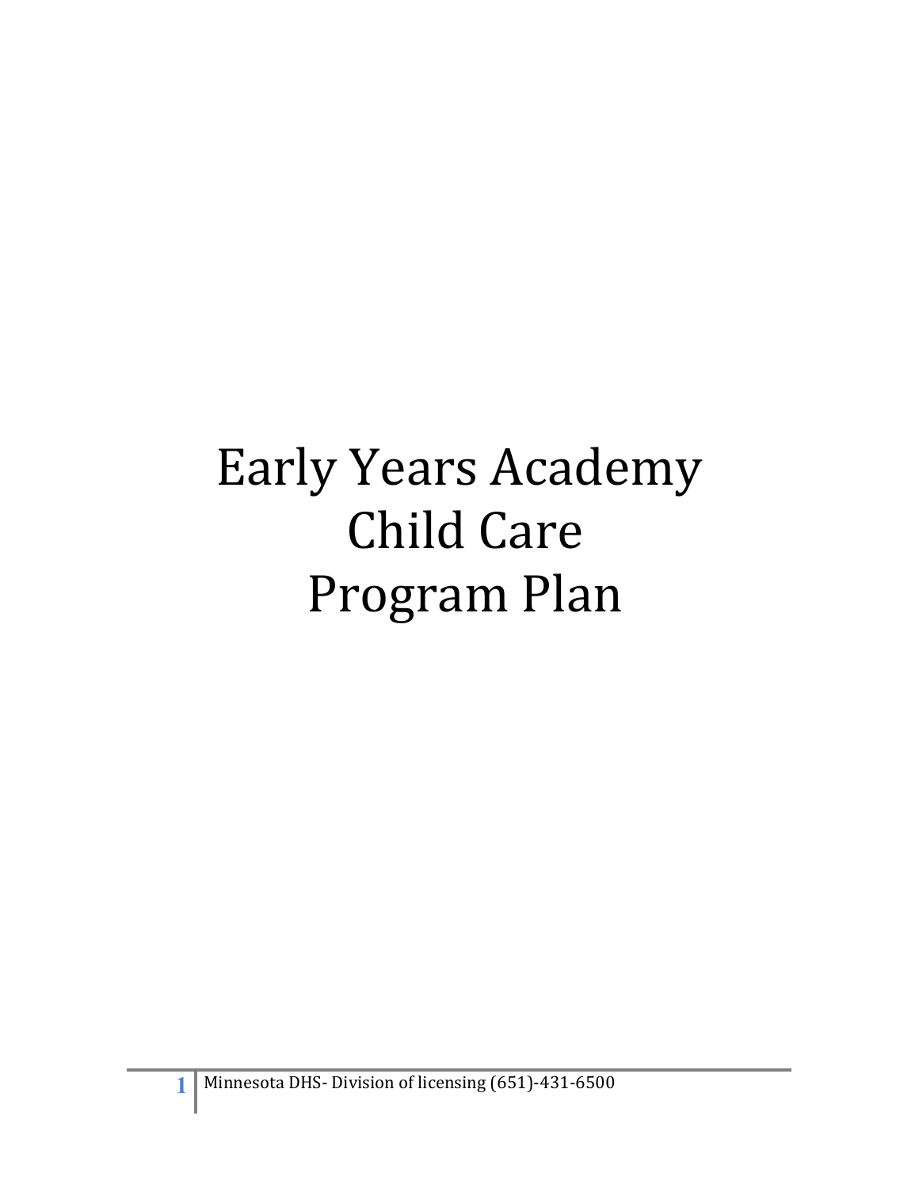# Early Years Academy Child Care Program Plan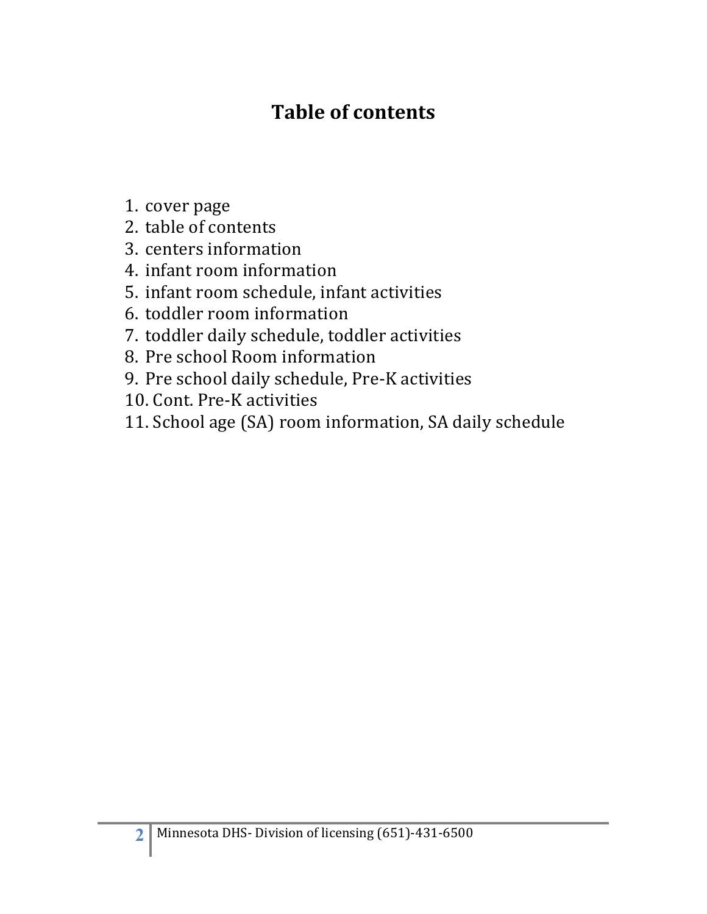# Table of contents

1. cover page
2. table of contents
3. centers information
4. infant room information
5. infant room schedule, infant activities
6. toddler room information
7. toddler daily schedule, toddler activities
8. Pre school Room information
9. Pre school daily schedule, Pre-K activities
10. Cont. Pre-K activities
11. School age (SA) room information, SA daily schedule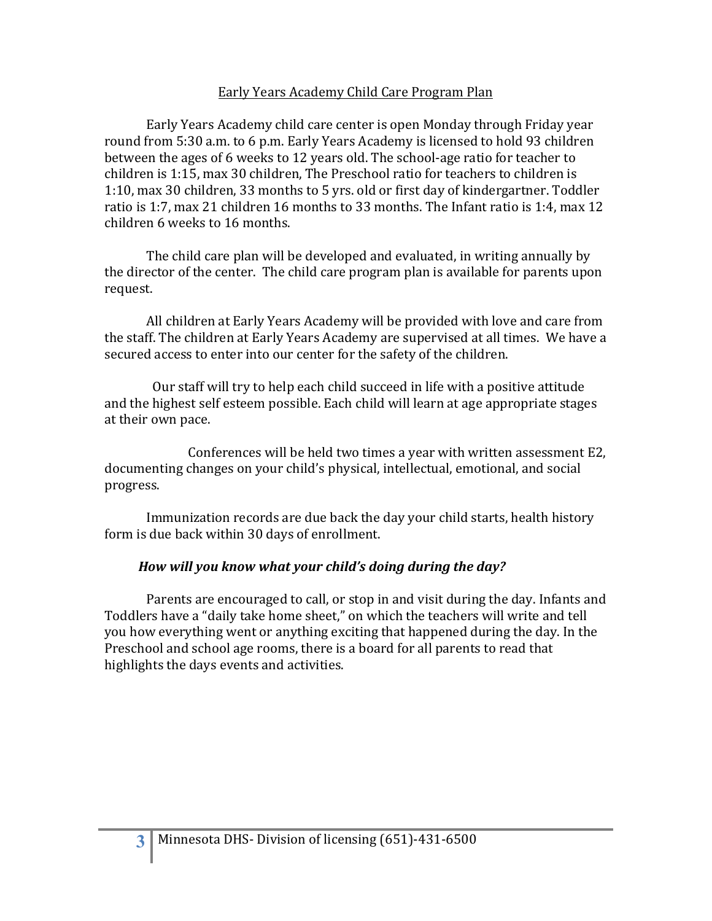# Early Years Academy Child Care Program Plan

Early Years Academy child care center is open Monday through Friday year round from 5:30 a.m. to 6 p.m. Early Years Academy is licensed to hold 93 children between the ages of 6 weeks to 12 years old. The school-age ratio for teacher to children is 1:15, max 30 children, The Preschool ratio for teachers to children is 1:10, max 30 children, 33 months to 5 yrs. old or first day of kindergartner. Toddler ratio is 1:7, max 21 children 16 months to 33 months. The Infant ratio is 1:4, max 12 children 6 weeks to 16 months.

The child care plan will be developed and evaluated, in writing annually by the director of the center. The child care program plan is available for parents upon request.

All children at Early Years Academy will be provided with love and care from the staff. The children at Early Years Academy are supervised at all times. We have a secured access to enter into our center for the safety of the children.

Our staff will try to help each child succeed in life with a positive attitude and the highest self esteem possible. Each child will learn at age appropriate stages at their own pace.

Conferences will be held two times a year with written assessment E2, documenting changes on your child's physical, intellectual, emotional, and social progress.

Immunization records are due back the day your child starts, health history form is due back within 30 days of enrollment.

***How will you know what your child's doing during the day?***

Parents are encouraged to call, or stop in and visit during the day. Infants and Toddlers have a "daily take home sheet," on which the teachers will write and tell you how everything went or anything exciting that happened during the day. In the Preschool and school age rooms, there is a board for all parents to read that highlights the days events and activities.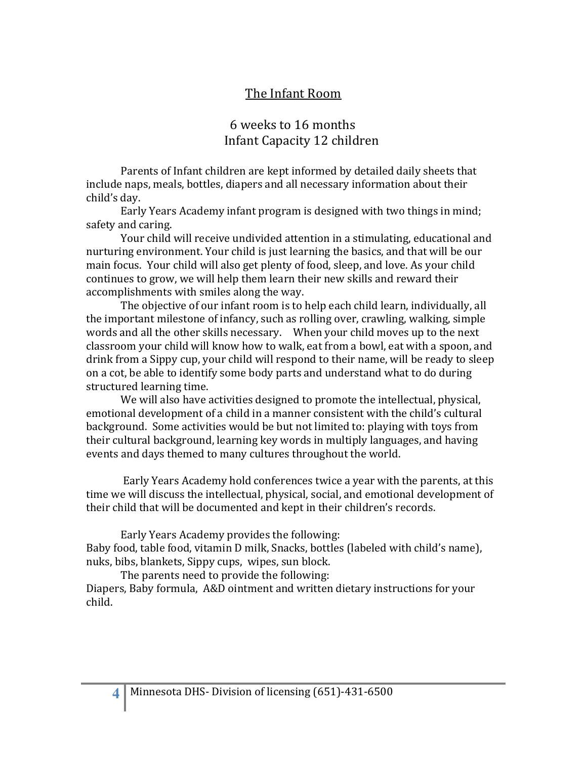## The Infant Room

6 weeks to 16 months
Infant Capacity 12 children

Parents of Infant children are kept informed by detailed daily sheets that include naps, meals, bottles, diapers and all necessary information about their child's day.

Early Years Academy infant program is designed with two things in mind; safety and caring.

Your child will receive undivided attention in a stimulating, educational and nurturing environment. Your child is just learning the basics, and that will be our main focus. Your child will also get plenty of food, sleep, and love. As your child continues to grow, we will help them learn their new skills and reward their accomplishments with smiles along the way.

The objective of our infant room is to help each child learn, individually, all the important milestone of infancy, such as rolling over, crawling, walking, simple words and all the other skills necessary. When your child moves up to the next classroom your child will know how to walk, eat from a bowl, eat with a spoon, and drink from a Sippy cup, your child will respond to their name, will be ready to sleep on a cot, be able to identify some body parts and understand what to do during structured learning time.

We will also have activities designed to promote the intellectual, physical, emotional development of a child in a manner consistent with the child's cultural background. Some activities would be but not limited to: playing with toys from their cultural background, learning key words in multiply languages, and having events and days themed to many cultures throughout the world.

Early Years Academy hold conferences twice a year with the parents, at this time we will discuss the intellectual, physical, social, and emotional development of their child that will be documented and kept in their children's records.

Early Years Academy provides the following:
Baby food, table food, vitamin D milk, Snacks, bottles (labeled with child's name), nuks, bibs, blankets, Sippy cups, wipes, sun block.

The parents need to provide the following:
Diapers, Baby formula, A&D ointment and written dietary instructions for your child.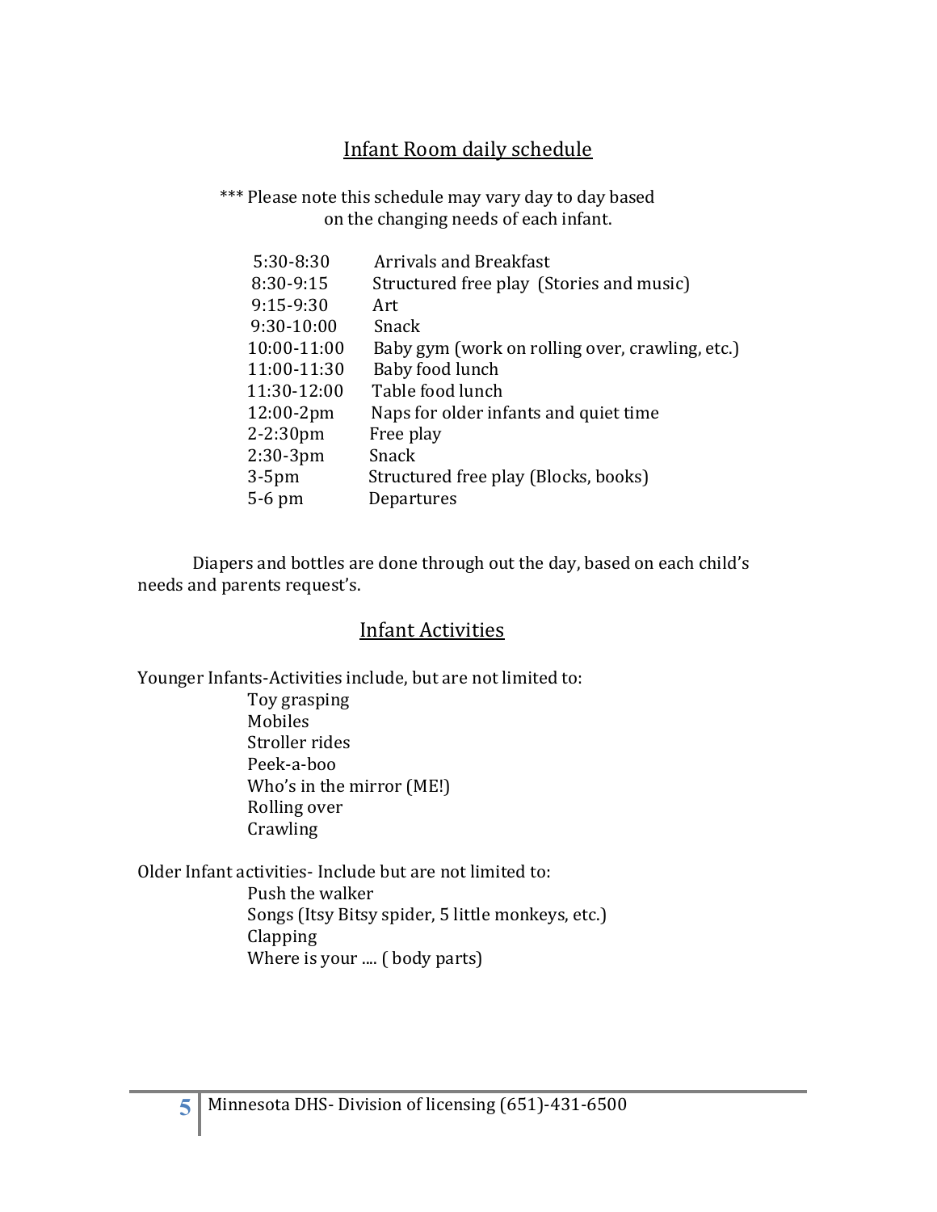## Infant Room daily schedule

*** Please note this schedule may vary day to day based on the changing needs of each infant.

| | |
|---|---|
| 5:30-8:30 | Arrivals and Breakfast |
| 8:30-9:15 | Structured free play (Stories and music) |
| 9:15-9:30 | Art |
| 9:30-10:00 | Snack |
| 10:00-11:00 | Baby gym (work on rolling over, crawling, etc.) |
| 11:00-11:30 | Baby food lunch |
| 11:30-12:00 | Table food lunch |
| 12:00-2pm | Naps for older infants and quiet time |
| 2-2:30pm | Free play |
| 2:30-3pm | Snack |
| 3-5pm | Structured free play (Blocks, books) |
| 5-6 pm | Departures |

Diapers and bottles are done through out the day, based on each child's needs and parents request's.

## Infant Activities

Younger Infants-Activities include, but are not limited to:

- Toy grasping
- Mobiles
- Stroller rides
- Peek-a-boo
- Who's in the mirror (ME!)
- Rolling over
- Crawling

Older Infant activities- Include but are not limited to:

- Push the walker
- Songs (Itsy Bitsy spider, 5 little monkeys, etc.)
- Clapping
- Where is your .... ( body parts)

Minnesota DHS- Division of licensing (651)-431-6500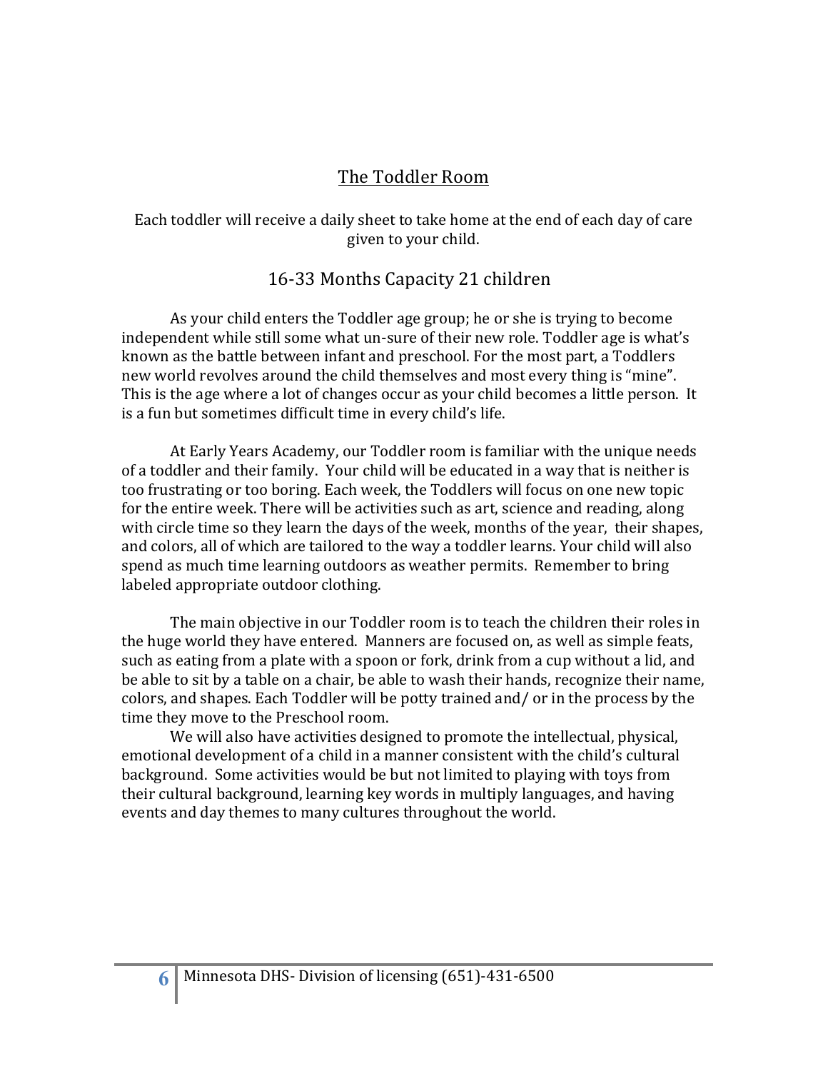## The Toddler Room

Each toddler will receive a daily sheet to take home at the end of each day of care given to your child.

### 16-33 Months Capacity 21 children

As your child enters the Toddler age group; he or she is trying to become independent while still some what un-sure of their new role. Toddler age is what's known as the battle between infant and preschool. For the most part, a Toddlers new world revolves around the child themselves and most every thing is "mine". This is the age where a lot of changes occur as your child becomes a little person. It is a fun but sometimes difficult time in every child's life.

At Early Years Academy, our Toddler room is familiar with the unique needs of a toddler and their family. Your child will be educated in a way that is neither is too frustrating or too boring. Each week, the Toddlers will focus on one new topic for the entire week. There will be activities such as art, science and reading, along with circle time so they learn the days of the week, months of the year, their shapes, and colors, all of which are tailored to the way a toddler learns. Your child will also spend as much time learning outdoors as weather permits. Remember to bring labeled appropriate outdoor clothing.

The main objective in our Toddler room is to teach the children their roles in the huge world they have entered. Manners are focused on, as well as simple feats, such as eating from a plate with a spoon or fork, drink from a cup without a lid, and be able to sit by a table on a chair, be able to wash their hands, recognize their name, colors, and shapes. Each Toddler will be potty trained and/ or in the process by the time they move to the Preschool room.

We will also have activities designed to promote the intellectual, physical, emotional development of a child in a manner consistent with the child's cultural background. Some activities would be but not limited to playing with toys from their cultural background, learning key words in multiply languages, and having events and day themes to many cultures throughout the world.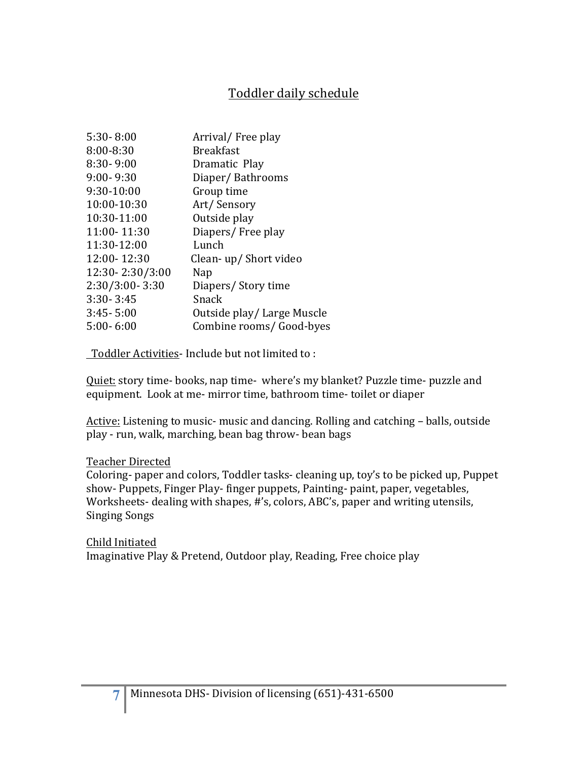# Toddler daily schedule

| | |
|---|---|
| 5:30- 8:00 | Arrival/ Free play |
| 8:00-8:30 | Breakfast |
| 8:30- 9:00 | Dramatic Play |
| 9:00- 9:30 | Diaper/ Bathrooms |
| 9:30-10:00 | Group time |
| 10:00-10:30 | Art/ Sensory |
| 10:30-11:00 | Outside play |
| 11:00- 11:30 | Diapers/ Free play |
| 11:30-12:00 | Lunch |
| 12:00- 12:30 | Clean- up/ Short video |
| 12:30- 2:30/3:00 | Nap |
| 2:30/3:00- 3:30 | Diapers/ Story time |
| 3:30- 3:45 | Snack |
| 3:45- 5:00 | Outside play/ Large Muscle |
| 5:00- 6:00 | Combine rooms/ Good-byes |

<u>Toddler Activities</u>- Include but not limited to :

<u>Quiet:</u> story time- books, nap time- where's my blanket? Puzzle time- puzzle and equipment. Look at me- mirror time, bathroom time- toilet or diaper

<u>Active:</u> Listening to music- music and dancing. Rolling and catching – balls, outside play - run, walk, marching, bean bag throw- bean bags

<u>Teacher Directed</u>
Coloring- paper and colors, Toddler tasks- cleaning up, toy's to be picked up, Puppet show- Puppets, Finger Play- finger puppets, Painting- paint, paper, vegetables, Worksheets- dealing with shapes, #'s, colors, ABC's, paper and writing utensils, Singing Songs

<u>Child Initiated</u>
Imaginative Play & Pretend, Outdoor play, Reading, Free choice play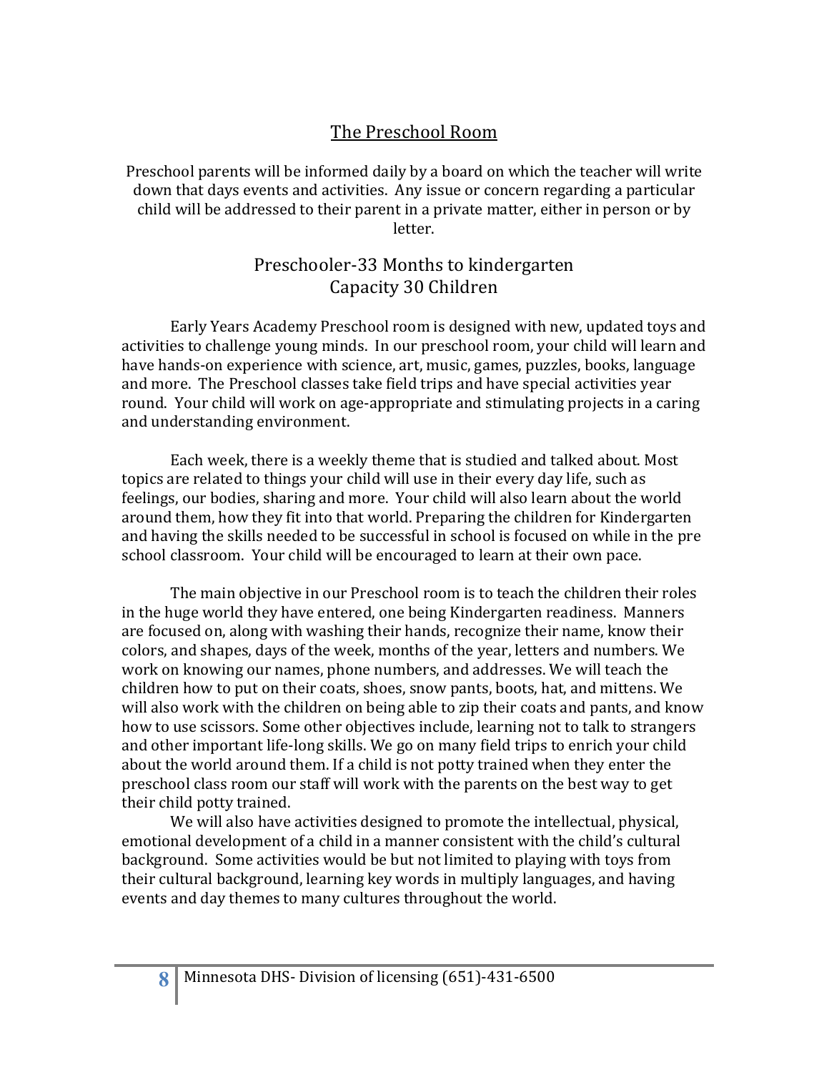## The Preschool Room

Preschool parents will be informed daily by a board on which the teacher will write down that days events and activities. Any issue or concern regarding a particular child will be addressed to their parent in a private matter, either in person or by letter.

### Preschooler-33 Months to kindergarten
### Capacity 30 Children

Early Years Academy Preschool room is designed with new, updated toys and activities to challenge young minds. In our preschool room, your child will learn and have hands-on experience with science, art, music, games, puzzles, books, language and more. The Preschool classes take field trips and have special activities year round. Your child will work on age-appropriate and stimulating projects in a caring and understanding environment.

Each week, there is a weekly theme that is studied and talked about. Most topics are related to things your child will use in their every day life, such as feelings, our bodies, sharing and more. Your child will also learn about the world around them, how they fit into that world. Preparing the children for Kindergarten and having the skills needed to be successful in school is focused on while in the pre school classroom. Your child will be encouraged to learn at their own pace.

The main objective in our Preschool room is to teach the children their roles in the huge world they have entered, one being Kindergarten readiness. Manners are focused on, along with washing their hands, recognize their name, know their colors, and shapes, days of the week, months of the year, letters and numbers. We work on knowing our names, phone numbers, and addresses. We will teach the children how to put on their coats, shoes, snow pants, boots, hat, and mittens. We will also work with the children on being able to zip their coats and pants, and know how to use scissors. Some other objectives include, learning not to talk to strangers and other important life-long skills. We go on many field trips to enrich your child about the world around them. If a child is not potty trained when they enter the preschool class room our staff will work with the parents on the best way to get their child potty trained.

We will also have activities designed to promote the intellectual, physical, emotional development of a child in a manner consistent with the child's cultural background. Some activities would be but not limited to playing with toys from their cultural background, learning key words in multiply languages, and having events and day themes to many cultures throughout the world.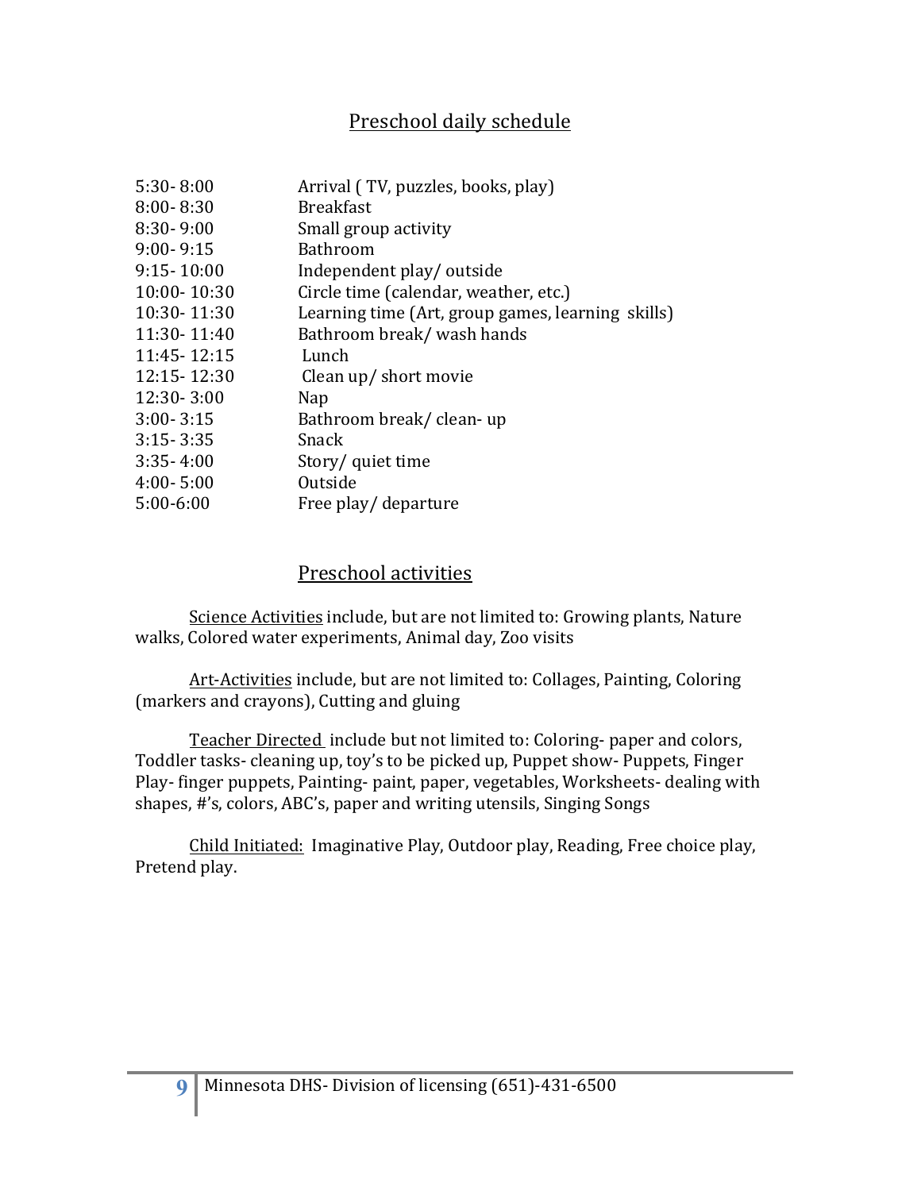## Preschool daily schedule

| | |
|---|---|
| 5:30- 8:00 | Arrival ( TV, puzzles, books, play) |
| 8:00- 8:30 | Breakfast |
| 8:30- 9:00 | Small group activity |
| 9:00- 9:15 | Bathroom |
| 9:15- 10:00 | Independent play/ outside |
| 10:00- 10:30 | Circle time (calendar, weather, etc.) |
| 10:30- 11:30 | Learning time (Art, group games, learning skills) |
| 11:30- 11:40 | Bathroom break/ wash hands |
| 11:45- 12:15 | Lunch |
| 12:15- 12:30 | Clean up/ short movie |
| 12:30- 3:00 | Nap |
| 3:00- 3:15 | Bathroom break/ clean- up |
| 3:15- 3:35 | Snack |
| 3:35- 4:00 | Story/ quiet time |
| 4:00- 5:00 | Outside |
| 5:00-6:00 | Free play/ departure |

## Preschool activities

Science Activities include, but are not limited to: Growing plants, Nature walks, Colored water experiments, Animal day, Zoo visits

Art-Activities include, but are not limited to: Collages, Painting, Coloring (markers and crayons), Cutting and gluing

Teacher Directed include but not limited to: Coloring- paper and colors, Toddler tasks- cleaning up, toy's to be picked up, Puppet show- Puppets, Finger Play- finger puppets, Painting- paint, paper, vegetables, Worksheets- dealing with shapes, #'s, colors, ABC's, paper and writing utensils, Singing Songs

Child Initiated: Imaginative Play, Outdoor play, Reading, Free choice play, Pretend play.

Minnesota DHS- Division of licensing (651)-431-6500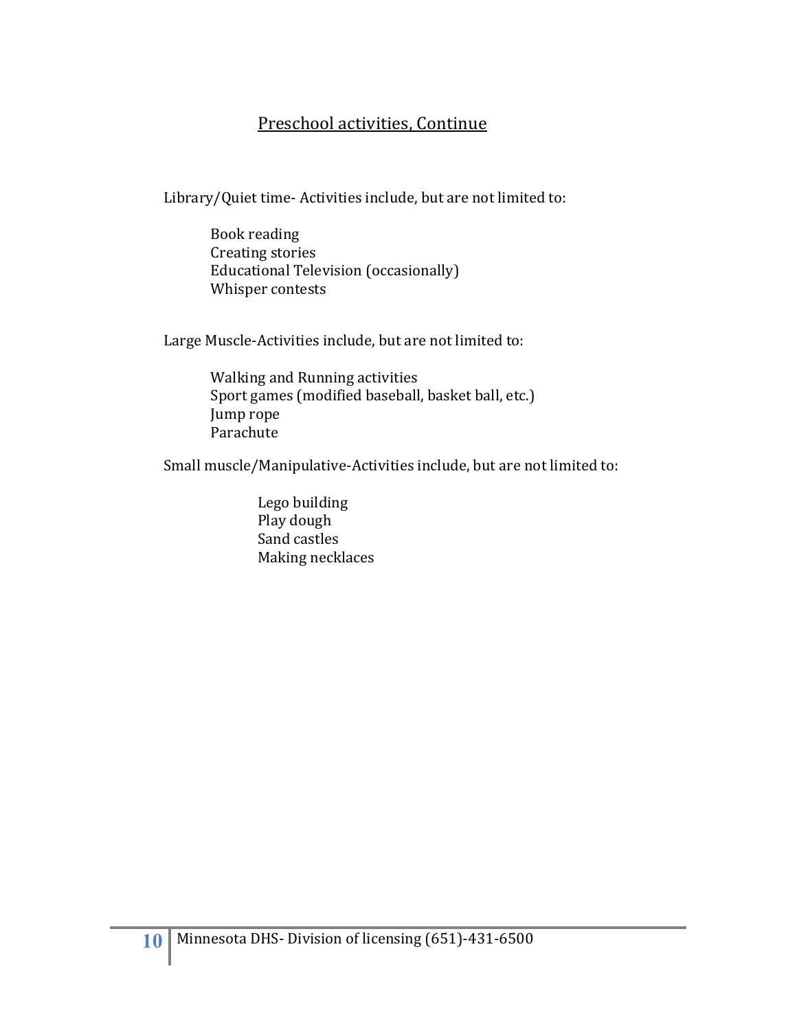## Preschool activities, Continue

Library/Quiet time- Activities include, but are not limited to:

- Book reading
- Creating stories
- Educational Television (occasionally)
- Whisper contests

Large Muscle-Activities include, but are not limited to:

- Walking and Running activities
- Sport games (modified baseball, basket ball, etc.)
- Jump rope
- Parachute

Small muscle/Manipulative-Activities include, but are not limited to:

- Lego building
- Play dough
- Sand castles
- Making necklaces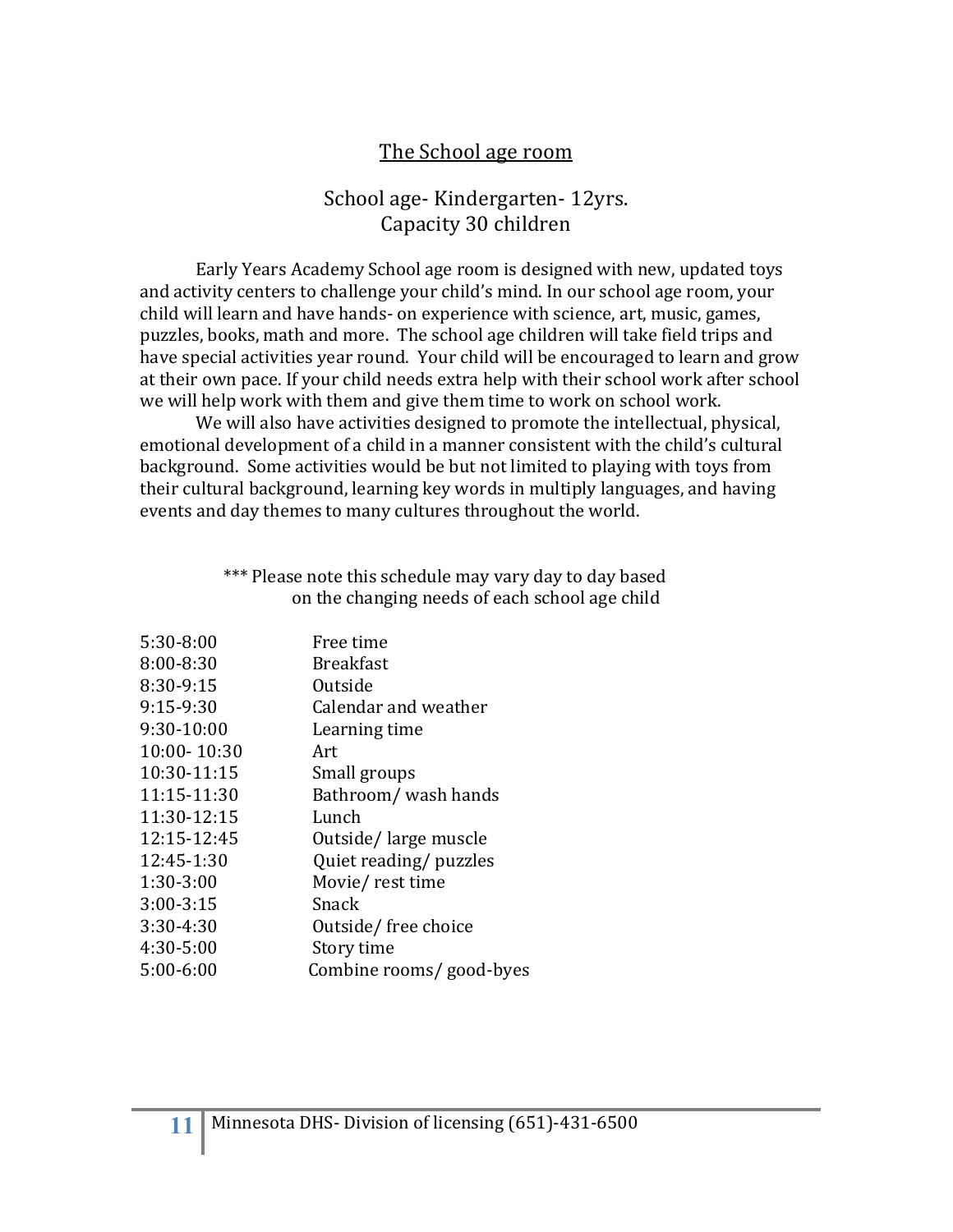## The School age room

School age- Kindergarten- 12yrs.
Capacity 30 children

Early Years Academy School age room is designed with new, updated toys and activity centers to challenge your child's mind. In our school age room, your child will learn and have hands- on experience with science, art, music, games, puzzles, books, math and more. The school age children will take field trips and have special activities year round. Your child will be encouraged to learn and grow at their own pace. If your child needs extra help with their school work after school we will help work with them and give them time to work on school work.

We will also have activities designed to promote the intellectual, physical, emotional development of a child in a manner consistent with the child's cultural background. Some activities would be but not limited to playing with toys from their cultural background, learning key words in multiply languages, and having events and day themes to many cultures throughout the world.

*** Please note this schedule may vary day to day based on the changing needs of each school age child

| | |
|---|---|
| 5:30-8:00 | Free time |
| 8:00-8:30 | Breakfast |
| 8:30-9:15 | Outside |
| 9:15-9:30 | Calendar and weather |
| 9:30-10:00 | Learning time |
| 10:00- 10:30 | Art |
| 10:30-11:15 | Small groups |
| 11:15-11:30 | Bathroom/ wash hands |
| 11:30-12:15 | Lunch |
| 12:15-12:45 | Outside/ large muscle |
| 12:45-1:30 | Quiet reading/ puzzles |
| 1:30-3:00 | Movie/ rest time |
| 3:00-3:15 | Snack |
| 3:30-4:30 | Outside/ free choice |
| 4:30-5:00 | Story time |
| 5:00-6:00 | Combine rooms/ good-byes |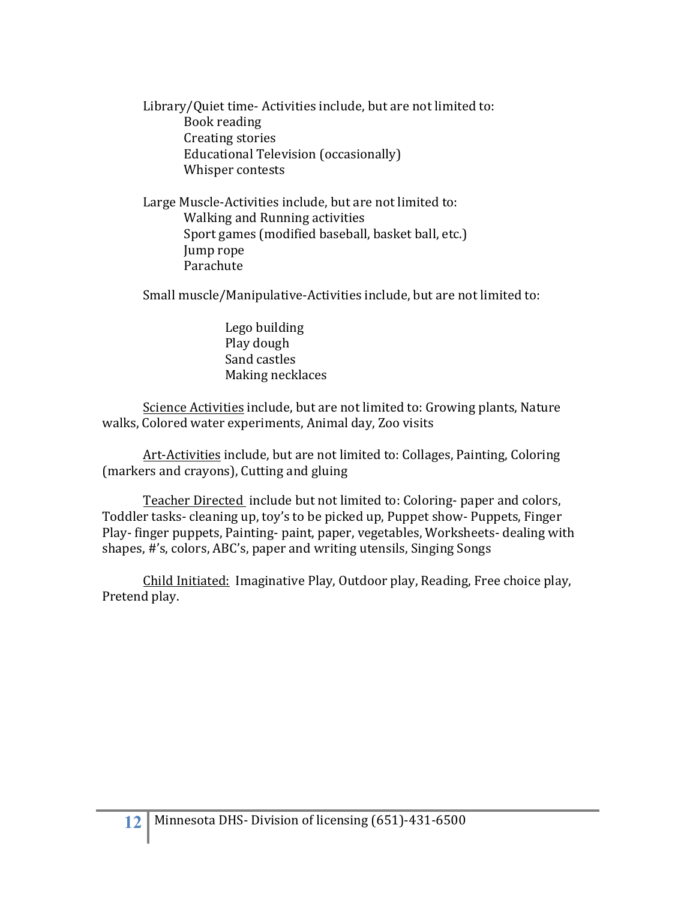Library/Quiet time- Activities include, but are not limited to:

- Book reading
- Creating stories
- Educational Television (occasionally)
- Whisper contests

Large Muscle-Activities include, but are not limited to:

- Walking and Running activities
- Sport games (modified baseball, basket ball, etc.)
- Jump rope
- Parachute

Small muscle/Manipulative-Activities include, but are not limited to:

- Lego building
- Play dough
- Sand castles
- Making necklaces

<u>Science Activities</u> include, but are not limited to: Growing plants, Nature walks, Colored water experiments, Animal day, Zoo visits

<u>Art-Activities</u> include, but are not limited to: Collages, Painting, Coloring (markers and crayons), Cutting and gluing

<u>Teacher Directed</u> include but not limited to: Coloring- paper and colors, Toddler tasks- cleaning up, toy's to be picked up, Puppet show- Puppets, Finger Play- finger puppets, Painting- paint, paper, vegetables, Worksheets- dealing with shapes, #'s, colors, ABC's, paper and writing utensils, Singing Songs

<u>Child Initiated:</u> Imaginative Play, Outdoor play, Reading, Free choice play, Pretend play.